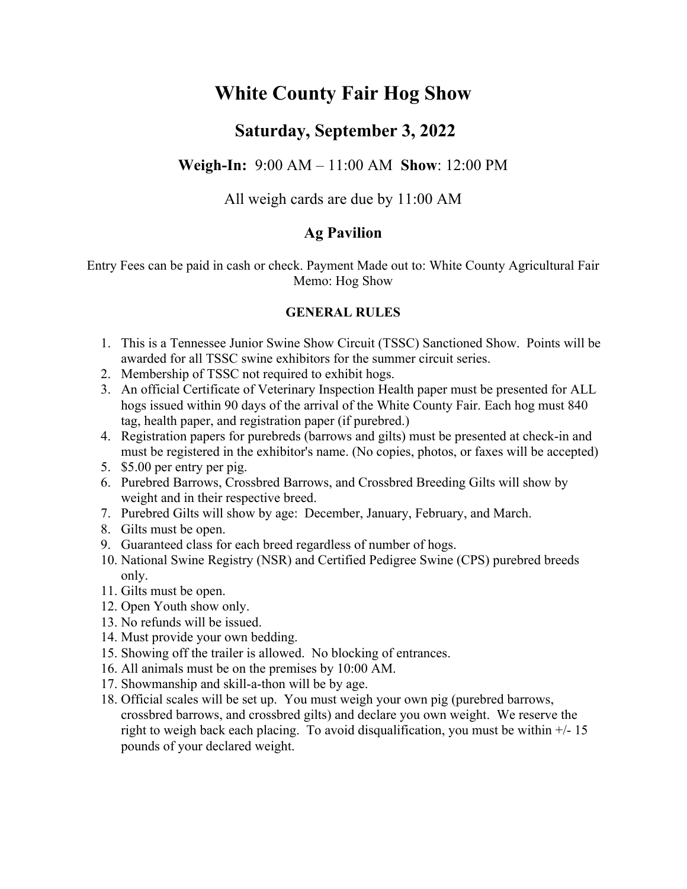# White County Fair Hog Show

## Saturday, September 3, 2022

### **Weigh-In:** 9:00 AM – 11:00 AM **Show**: 12:00 PM

All weigh cards are due by 11:00 AM

### Ag Pavilion

Entry Fees can be paid in cash or check. Payment Made out to: White County Agricultural Fair Memo: Hog Show

**GENERAL RULES**

1. This is a Tennessee Junior Swine Show Circuit (TSSC) Sanctioned Show. Points will be awarded for all TSSC swine exhibitors for the summer circuit series.
2. Membership of TSSC not required to exhibit hogs.
3. An official Certificate of Veterinary Inspection Health paper must be presented for ALL hogs issued within 90 days of the arrival of the White County Fair. Each hog must 840 tag, health paper, and registration paper (if purebred.)
4. Registration papers for purebreds (barrows and gilts) must be presented at check-in and must be registered in the exhibitor's name. (No copies, photos, or faxes will be accepted)
5. $5.00 per entry per pig.
6. Purebred Barrows, Crossbred Barrows, and Crossbred Breeding Gilts will show by weight and in their respective breed.
7. Purebred Gilts will show by age: December, January, February, and March.
8. Gilts must be open.
9. Guaranteed class for each breed regardless of number of hogs.
10. National Swine Registry (NSR) and Certified Pedigree Swine (CPS) purebred breeds only.
11. Gilts must be open.
12. Open Youth show only.
13. No refunds will be issued.
14. Must provide your own bedding.
15. Showing off the trailer is allowed. No blocking of entrances.
16. All animals must be on the premises by 10:00 AM.
17. Showmanship and skill-a-thon will be by age.
18. Official scales will be set up. You must weigh your own pig (purebred barrows, crossbred barrows, and crossbred gilts) and declare you own weight. We reserve the right to weigh back each placing. To avoid disqualification, you must be within +/- 15 pounds of your declared weight.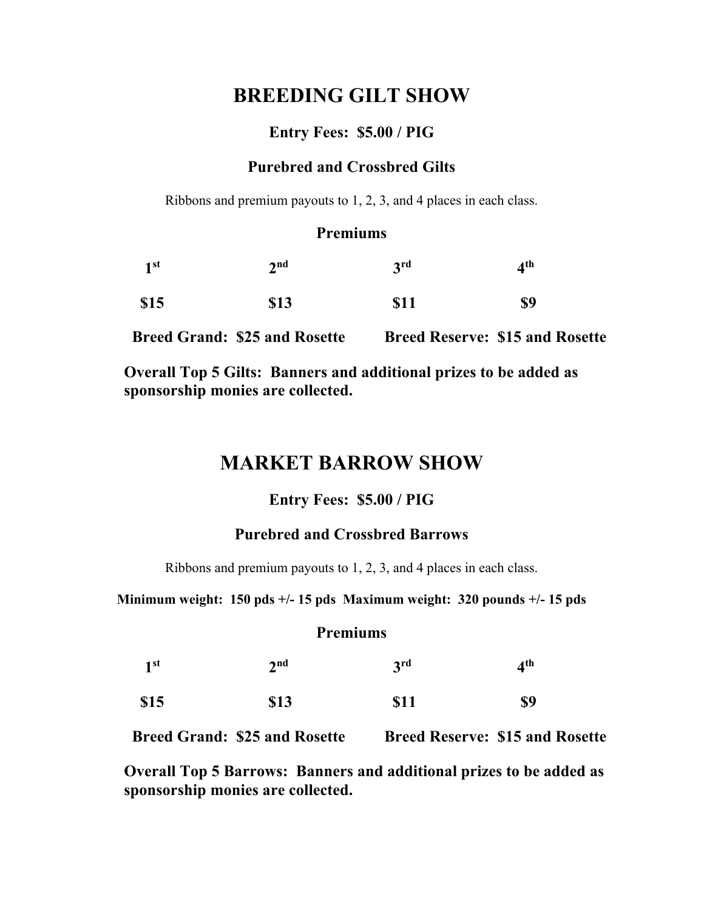# BREEDING GILT SHOW

**Entry Fees: $5.00 / PIG**

**Purebred and Crossbred Gilts**

Ribbons and premium payouts to 1, 2, 3, and 4 places in each class.

**Premiums**

| 1st | 2nd | 3rd | 4th |
|---|---|---|---|
| $15 | $13 | $11 | $9 |

**Breed Grand: $25 and Rosette** **Breed Reserve: $15 and Rosette**

**Overall Top 5 Gilts: Banners and additional prizes to be added as sponsorship monies are collected.**

# MARKET BARROW SHOW

**Entry Fees: $5.00 / PIG**

**Purebred and Crossbred Barrows**

Ribbons and premium payouts to 1, 2, 3, and 4 places in each class.

**Minimum weight: 150 pds +/- 15 pds Maximum weight: 320 pounds +/- 15 pds**

**Premiums**

| 1st | 2nd | 3rd | 4th |
|---|---|---|---|
| $15 | $13 | $11 | $9 |

**Breed Grand: $25 and Rosette** **Breed Reserve: $15 and Rosette**

**Overall Top 5 Barrows: Banners and additional prizes to be added as sponsorship monies are collected.**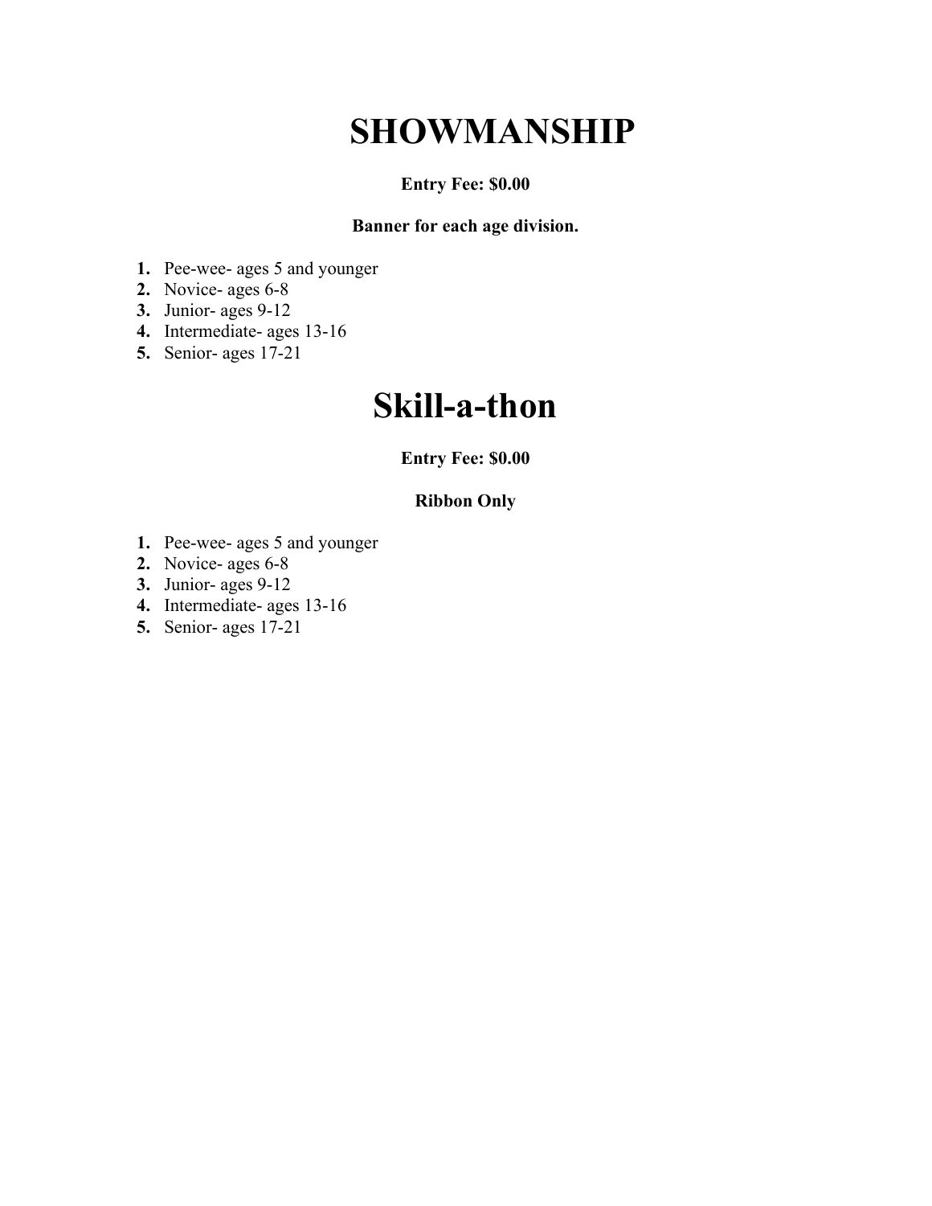# SHOWMANSHIP

**Entry Fee: $0.00**

**Banner for each age division.**

1. Pee-wee- ages 5 and younger
2. Novice- ages 6-8
3. Junior- ages 9-12
4. Intermediate- ages 13-16
5. Senior- ages 17-21

# Skill-a-thon

**Entry Fee: $0.00**

**Ribbon Only**

1. Pee-wee- ages 5 and younger
2. Novice- ages 6-8
3. Junior- ages 9-12
4. Intermediate- ages 13-16
5. Senior- ages 17-21